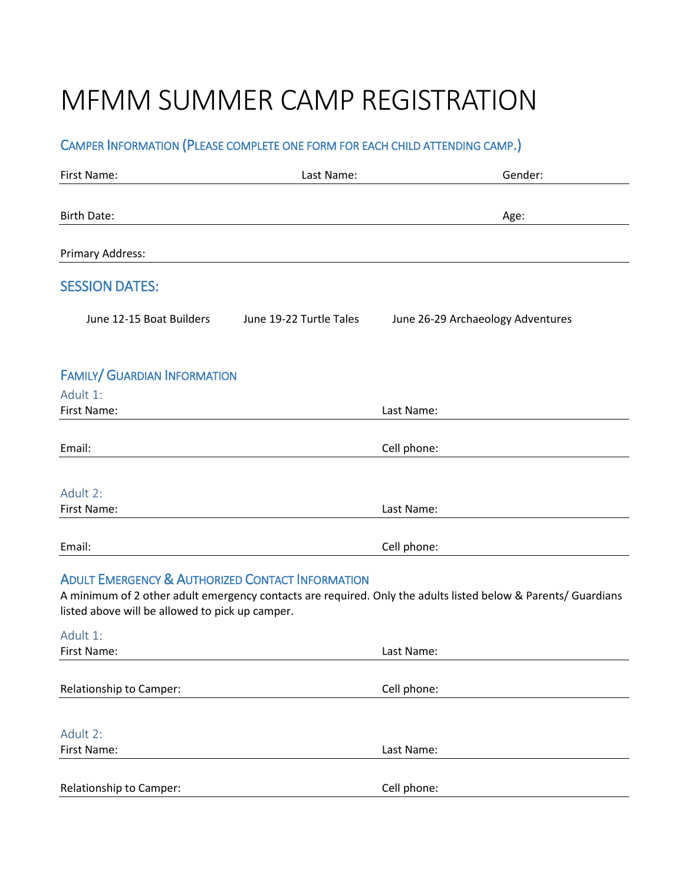# MFMM SUMMER CAMP REGISTRATION

## Camper Information (Please complete one form for each child attending camp.)

First Name: Last Name: Gender:

Birth Date: Age:

Primary Address:

## SESSION DATES:

June 12-15 Boat Builders June 19-22 Turtle Tales June 26-29 Archaeology Adventures

## Family/ Guardian Information

### Adult 1:

First Name: Last Name:

Email: Cell phone:

### Adult 2:

First Name: Last Name:

Email: Cell phone:

## Adult Emergency & Authorized Contact Information

A minimum of 2 other adult emergency contacts are required. Only the adults listed below & Parents/ Guardians listed above will be allowed to pick up camper.

### Adult 1:

First Name: Last Name:

Relationship to Camper: Cell phone:

### Adult 2:

First Name: Last Name:

Relationship to Camper: Cell phone: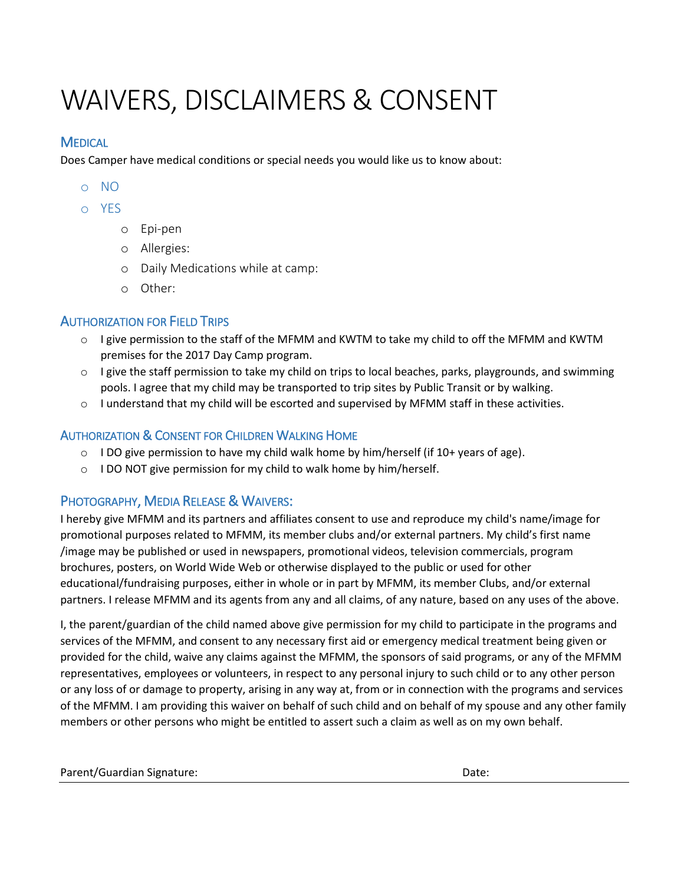# WAIVERS, DISCLAIMERS & CONSENT

## Medical

Does Camper have medical conditions or special needs you would like us to know about:

- NO
- YES
  - Epi-pen
  - Allergies:
  - Daily Medications while at camp:
  - Other:

## Authorization for Field Trips

- I give permission to the staff of the MFMM and KWTM to take my child to off the MFMM and KWTM premises for the 2017 Day Camp program.
- I give the staff permission to take my child on trips to local beaches, parks, playgrounds, and swimming pools. I agree that my child may be transported to trip sites by Public Transit or by walking.
- I understand that my child will be escorted and supervised by MFMM staff in these activities.

## Authorization & Consent for Children Walking Home

- I DO give permission to have my child walk home by him/herself (if 10+ years of age).
- I DO NOT give permission for my child to walk home by him/herself.

## Photography, Media Release & Waivers:

I hereby give MFMM and its partners and affiliates consent to use and reproduce my child's name/image for promotional purposes related to MFMM, its member clubs and/or external partners. My child's first name /image may be published or used in newspapers, promotional videos, television commercials, program brochures, posters, on World Wide Web or otherwise displayed to the public or used for other educational/fundraising purposes, either in whole or in part by MFMM, its member Clubs, and/or external partners. I release MFMM and its agents from any and all claims, of any nature, based on any uses of the above.

I, the parent/guardian of the child named above give permission for my child to participate in the programs and services of the MFMM, and consent to any necessary first aid or emergency medical treatment being given or provided for the child, waive any claims against the MFMM, the sponsors of said programs, or any of the MFMM representatives, employees or volunteers, in respect to any personal injury to such child or to any other person or any loss of or damage to property, arising in any way at, from or in connection with the programs and services of the MFMM. I am providing this waiver on behalf of such child and on behalf of my spouse and any other family members or other persons who might be entitled to assert such a claim as well as on my own behalf.

Parent/Guardian Signature: Date: